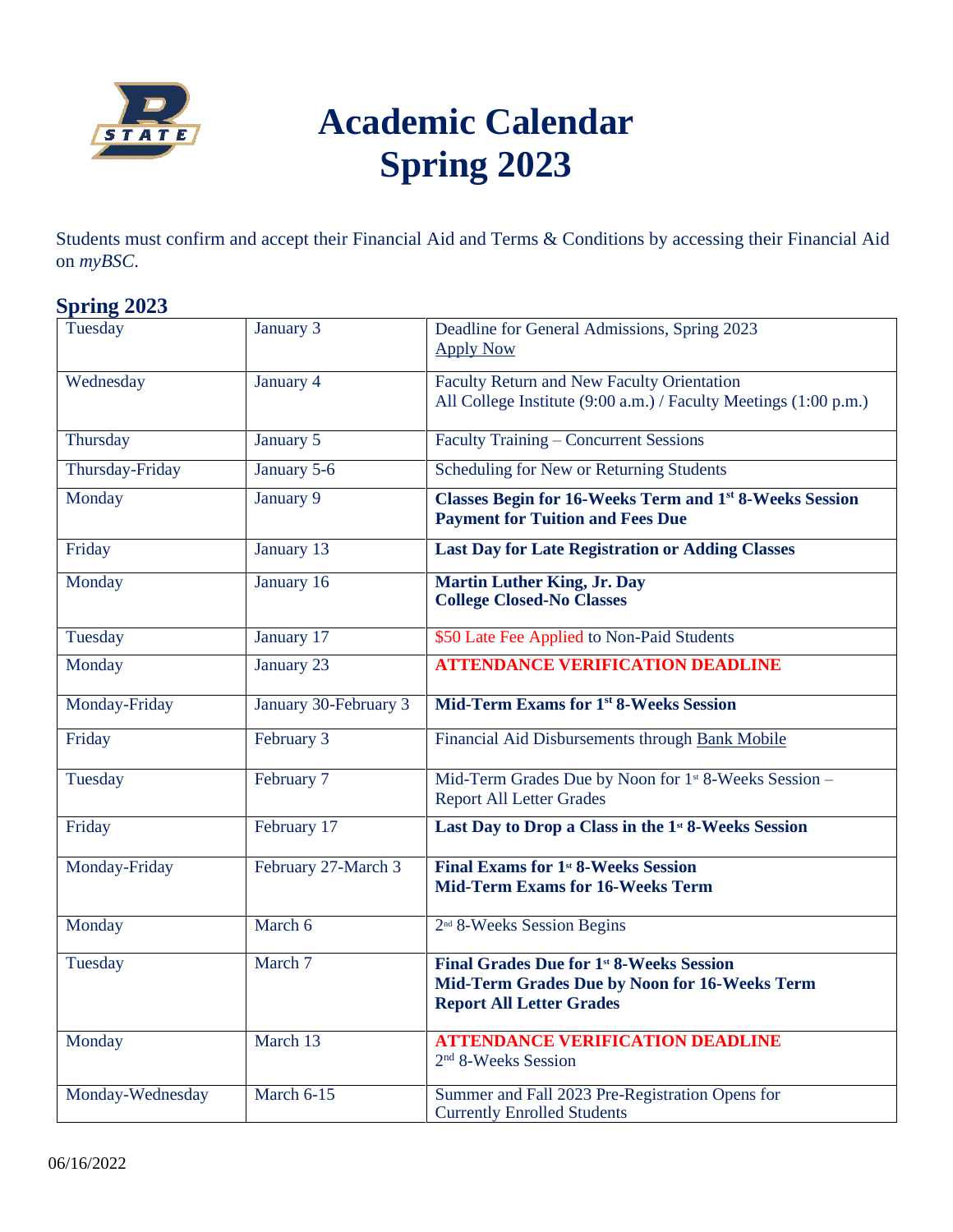# Academic Calendar Spring 2023

Students must confirm and accept their Financial Aid and Terms & Conditions by accessing their Financial Aid on *myBSC*.

## Spring 2023

| | | |
|---|---|---|
| Tuesday | January 3 | Deadline for General Admissions, Spring 2023<br>Apply Now |
| Wednesday | January 4 | Faculty Return and New Faculty Orientation<br>All College Institute (9:00 a.m.) / Faculty Meetings (1:00 p.m.) |
| Thursday | January 5 | Faculty Training – Concurrent Sessions |
| Thursday-Friday | January 5-6 | Scheduling for New or Returning Students |
| Monday | January 9 | **Classes Begin for 16-Weeks Term and 1st 8-Weeks Session**<br>**Payment for Tuition and Fees Due** |
| Friday | January 13 | **Last Day for Late Registration or Adding Classes** |
| Monday | January 16 | **Martin Luther King, Jr. Day**<br>**College Closed-No Classes** |
| Tuesday | January 17 | $50 Late Fee Applied to Non-Paid Students |
| Monday | January 23 | **ATTENDANCE VERIFICATION DEADLINE** |
| Monday-Friday | January 30-February 3 | **Mid-Term Exams for 1st 8-Weeks Session** |
| Friday | February 3 | Financial Aid Disbursements through Bank Mobile |
| Tuesday | February 7 | Mid-Term Grades Due by Noon for 1st 8-Weeks Session – Report All Letter Grades |
| Friday | February 17 | **Last Day to Drop a Class in the 1st 8-Weeks Session** |
| Monday-Friday | February 27-March 3 | **Final Exams for 1st 8-Weeks Session**<br>**Mid-Term Exams for 16-Weeks Term** |
| Monday | March 6 | 2nd 8-Weeks Session Begins |
| Tuesday | March 7 | **Final Grades Due for 1st 8-Weeks Session**<br>**Mid-Term Grades Due by Noon for 16-Weeks Term**<br>**Report All Letter Grades** |
| Monday | March 13 | **ATTENDANCE VERIFICATION DEADLINE**<br>2nd 8-Weeks Session |
| Monday-Wednesday | March 6-15 | Summer and Fall 2023 Pre-Registration Opens for Currently Enrolled Students |

06/16/2022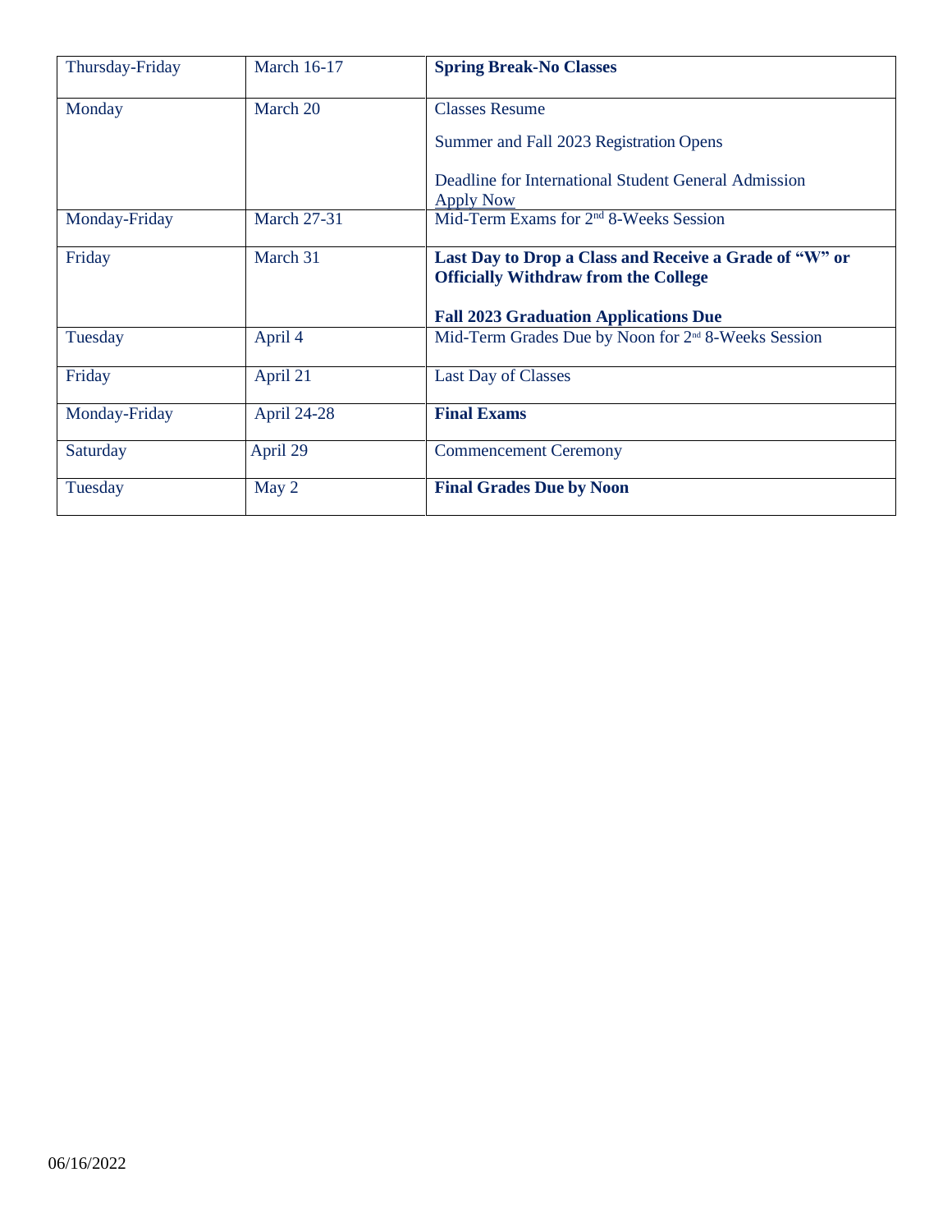| | | |
|---|---|---|
| Thursday-Friday | March 16-17 | **Spring Break-No Classes** |
| Monday | March 20 | Classes Resume<br><br>Summer and Fall 2023 Registration Opens<br><br>Deadline for International Student General Admission<br>Apply Now |
| Monday-Friday | March 27-31 | Mid-Term Exams for 2nd 8-Weeks Session |
| Friday | March 31 | **Last Day to Drop a Class and Receive a Grade of "W" or Officially Withdraw from the College**<br><br>**Fall 2023 Graduation Applications Due** |
| Tuesday | April 4 | Mid-Term Grades Due by Noon for 2nd 8-Weeks Session |
| Friday | April 21 | Last Day of Classes |
| Monday-Friday | April 24-28 | **Final Exams** |
| Saturday | April 29 | Commencement Ceremony |
| Tuesday | May 2 | **Final Grades Due by Noon** |

06/16/2022